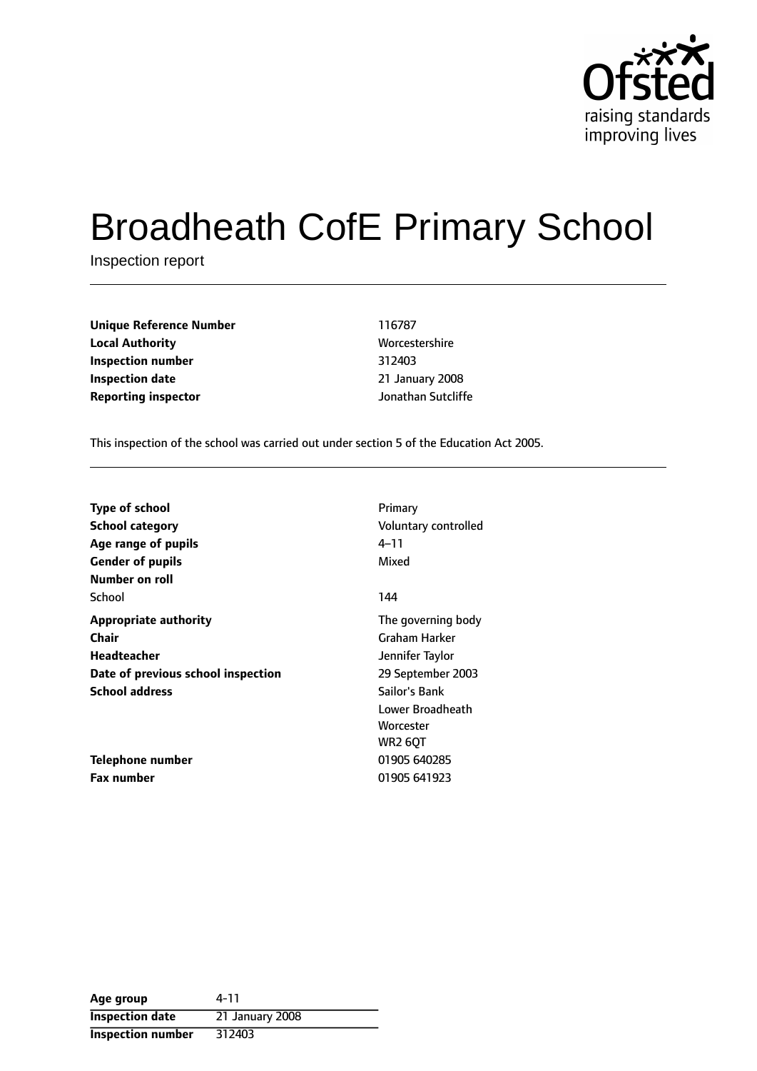# Broadheath CofE Primary School

Inspection report

| | |
|---|---|
| **Unique Reference Number** | 116787 |
| **Local Authority** | Worcestershire |
| **Inspection number** | 312403 |
| **Inspection date** | 21 January 2008 |
| **Reporting inspector** | Jonathan Sutcliffe |

This inspection of the school was carried out under section 5 of the Education Act 2005.

| | |
|---|---|
| **Type of school** | Primary |
| **School category** | Voluntary controlled |
| **Age range of pupils** | 4–11 |
| **Gender of pupils** | Mixed |
| **Number on roll** | |
| School | 144 |
| **Appropriate authority** | The governing body |
| **Chair** | Graham Harker |
| **Headteacher** | Jennifer Taylor |
| **Date of previous school inspection** | 29 September 2003 |
| **School address** | Sailor's Bank<br>Lower Broadheath<br>Worcester<br>WR2 6QT |
| **Telephone number** | 01905 640285 |
| **Fax number** | 01905 641923 |

| | |
|---|---|
| **Age group** | 4-11 |
| **Inspection date** | 21 January 2008 |
| **Inspection number** | 312403 |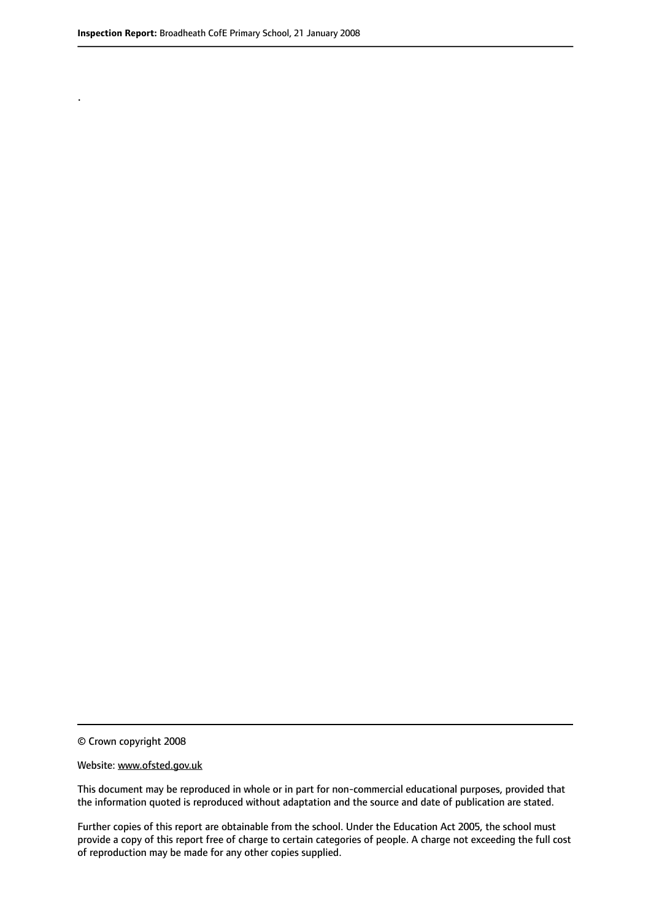.

© Crown copyright 2008

Website: www.ofsted.gov.uk

This document may be reproduced in whole or in part for non-commercial educational purposes, provided that the information quoted is reproduced without adaptation and the source and date of publication are stated.

Further copies of this report are obtainable from the school. Under the Education Act 2005, the school must provide a copy of this report free of charge to certain categories of people. A charge not exceeding the full cost of reproduction may be made for any other copies supplied.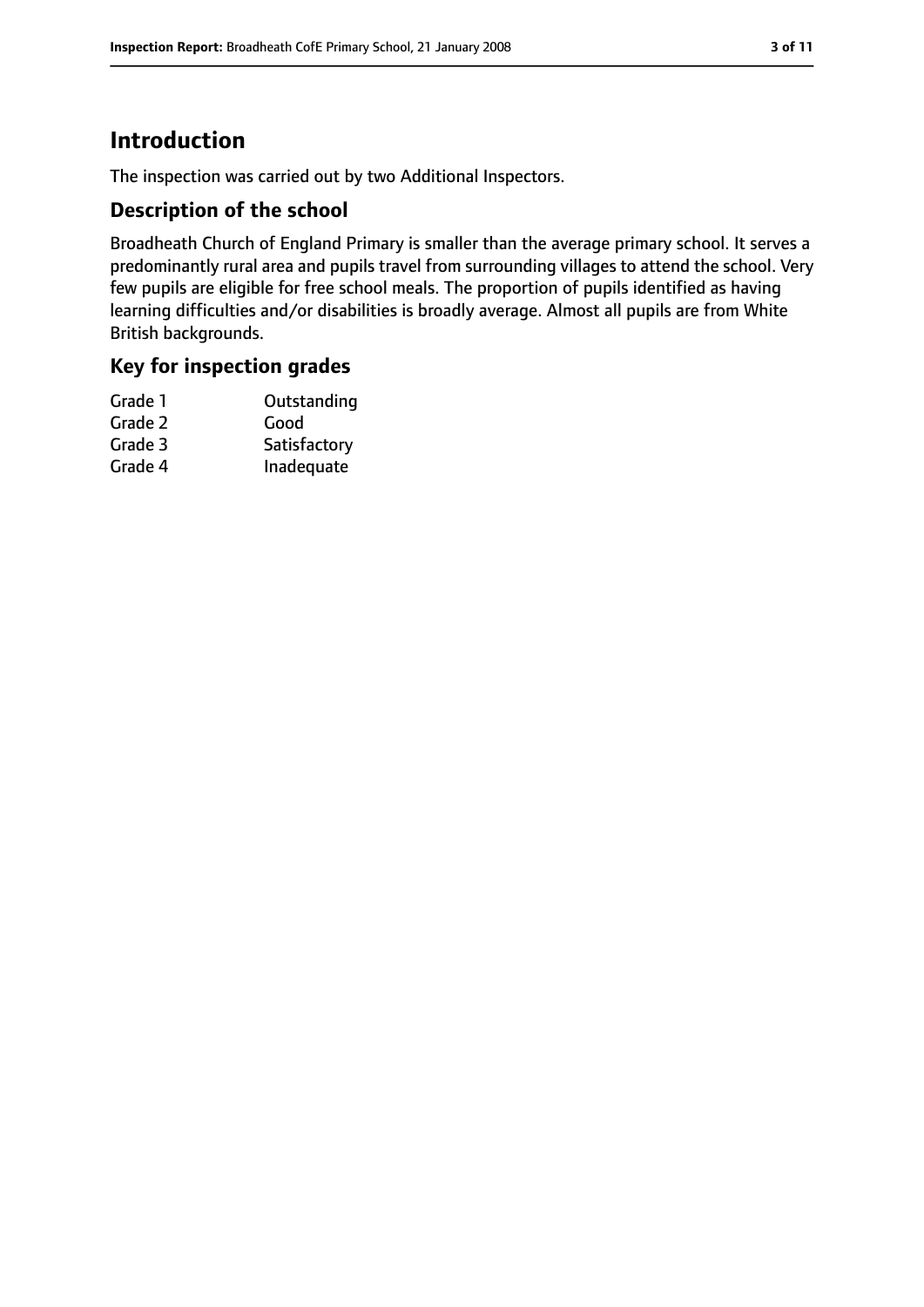# Introduction

The inspection was carried out by two Additional Inspectors.

## Description of the school

Broadheath Church of England Primary is smaller than the average primary school. It serves a predominantly rural area and pupils travel from surrounding villages to attend the school. Very few pupils are eligible for free school meals. The proportion of pupils identified as having learning difficulties and/or disabilities is broadly average. Almost all pupils are from White British backgrounds.

## Key for inspection grades

| | |
|---|---|
| Grade 1 | Outstanding |
| Grade 2 | Good |
| Grade 3 | Satisfactory |
| Grade 4 | Inadequate |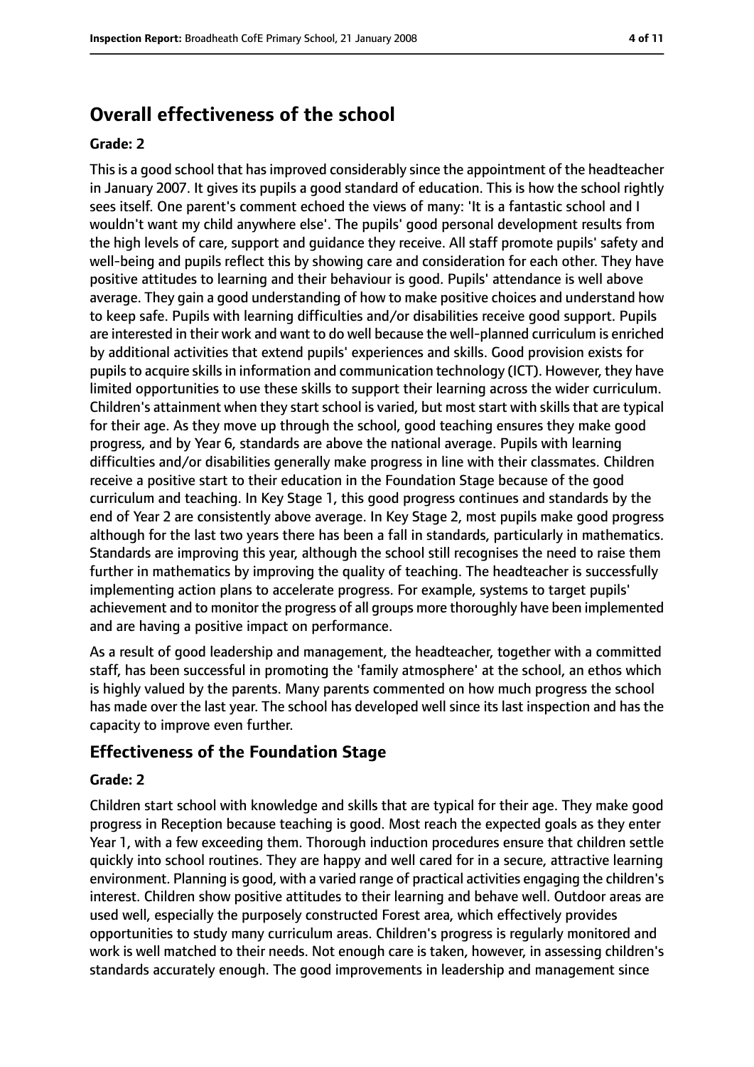## Overall effectiveness of the school

**Grade: 2**

This is a good school that has improved considerably since the appointment of the headteacher in January 2007. It gives its pupils a good standard of education. This is how the school rightly sees itself. One parent's comment echoed the views of many: 'It is a fantastic school and I wouldn't want my child anywhere else'. The pupils' good personal development results from the high levels of care, support and guidance they receive. All staff promote pupils' safety and well-being and pupils reflect this by showing care and consideration for each other. They have positive attitudes to learning and their behaviour is good. Pupils' attendance is well above average. They gain a good understanding of how to make positive choices and understand how to keep safe. Pupils with learning difficulties and/or disabilities receive good support. Pupils are interested in their work and want to do well because the well-planned curriculum is enriched by additional activities that extend pupils' experiences and skills. Good provision exists for pupils to acquire skills in information and communication technology (ICT). However, they have limited opportunities to use these skills to support their learning across the wider curriculum. Children's attainment when they start school is varied, but most start with skills that are typical for their age. As they move up through the school, good teaching ensures they make good progress, and by Year 6, standards are above the national average. Pupils with learning difficulties and/or disabilities generally make progress in line with their classmates. Children receive a positive start to their education in the Foundation Stage because of the good curriculum and teaching. In Key Stage 1, this good progress continues and standards by the end of Year 2 are consistently above average. In Key Stage 2, most pupils make good progress although for the last two years there has been a fall in standards, particularly in mathematics. Standards are improving this year, although the school still recognises the need to raise them further in mathematics by improving the quality of teaching. The headteacher is successfully implementing action plans to accelerate progress. For example, systems to target pupils' achievement and to monitor the progress of all groups more thoroughly have been implemented and are having a positive impact on performance.

As a result of good leadership and management, the headteacher, together with a committed staff, has been successful in promoting the 'family atmosphere' at the school, an ethos which is highly valued by the parents. Many parents commented on how much progress the school has made over the last year. The school has developed well since its last inspection and has the capacity to improve even further.

### Effectiveness of the Foundation Stage

**Grade: 2**

Children start school with knowledge and skills that are typical for their age. They make good progress in Reception because teaching is good. Most reach the expected goals as they enter Year 1, with a few exceeding them. Thorough induction procedures ensure that children settle quickly into school routines. They are happy and well cared for in a secure, attractive learning environment. Planning is good, with a varied range of practical activities engaging the children's interest. Children show positive attitudes to their learning and behave well. Outdoor areas are used well, especially the purposely constructed Forest area, which effectively provides opportunities to study many curriculum areas. Children's progress is regularly monitored and work is well matched to their needs. Not enough care is taken, however, in assessing children's standards accurately enough. The good improvements in leadership and management since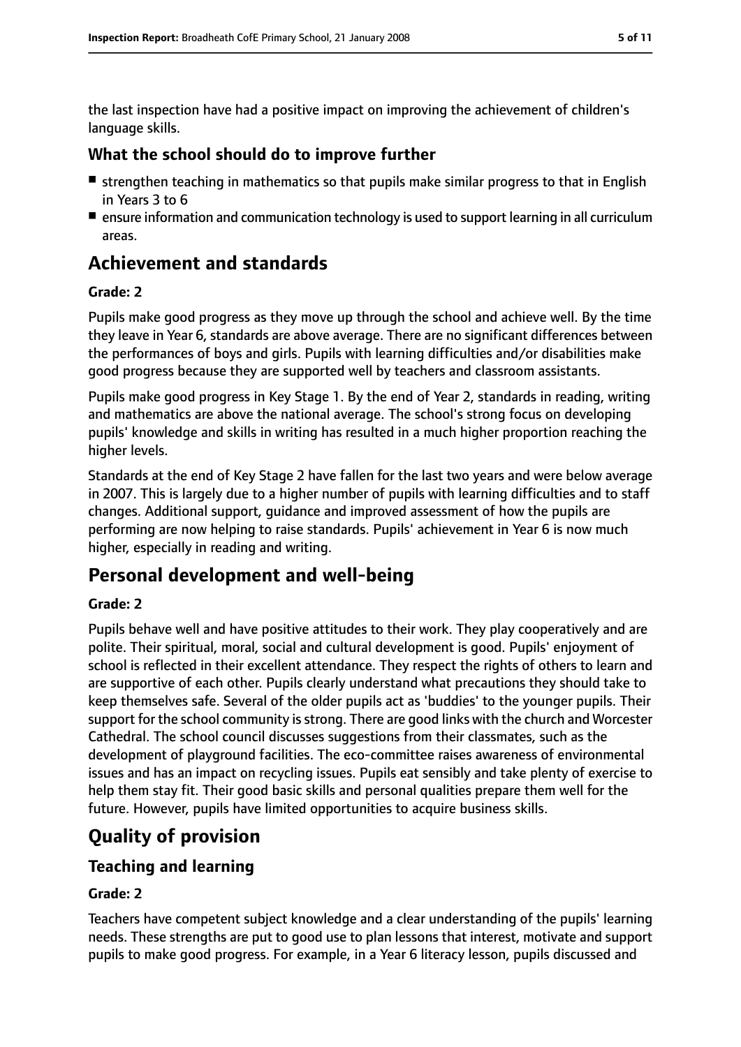the last inspection have had a positive impact on improving the achievement of children's language skills.

### What the school should do to improve further

- strengthen teaching in mathematics so that pupils make similar progress to that in English in Years 3 to 6
- ensure information and communication technology is used to support learning in all curriculum areas.

## Achievement and standards

#### Grade: 2

Pupils make good progress as they move up through the school and achieve well. By the time they leave in Year 6, standards are above average. There are no significant differences between the performances of boys and girls. Pupils with learning difficulties and/or disabilities make good progress because they are supported well by teachers and classroom assistants.

Pupils make good progress in Key Stage 1. By the end of Year 2, standards in reading, writing and mathematics are above the national average. The school's strong focus on developing pupils' knowledge and skills in writing has resulted in a much higher proportion reaching the higher levels.

Standards at the end of Key Stage 2 have fallen for the last two years and were below average in 2007. This is largely due to a higher number of pupils with learning difficulties and to staff changes. Additional support, guidance and improved assessment of how the pupils are performing are now helping to raise standards. Pupils' achievement in Year 6 is now much higher, especially in reading and writing.

## Personal development and well-being

#### Grade: 2

Pupils behave well and have positive attitudes to their work. They play cooperatively and are polite. Their spiritual, moral, social and cultural development is good. Pupils' enjoyment of school is reflected in their excellent attendance. They respect the rights of others to learn and are supportive of each other. Pupils clearly understand what precautions they should take to keep themselves safe. Several of the older pupils act as 'buddies' to the younger pupils. Their support for the school community is strong. There are good links with the church and Worcester Cathedral. The school council discusses suggestions from their classmates, such as the development of playground facilities. The eco-committee raises awareness of environmental issues and has an impact on recycling issues. Pupils eat sensibly and take plenty of exercise to help them stay fit. Their good basic skills and personal qualities prepare them well for the future. However, pupils have limited opportunities to acquire business skills.

## Quality of provision

### Teaching and learning

#### Grade: 2

Teachers have competent subject knowledge and a clear understanding of the pupils' learning needs. These strengths are put to good use to plan lessons that interest, motivate and support pupils to make good progress. For example, in a Year 6 literacy lesson, pupils discussed and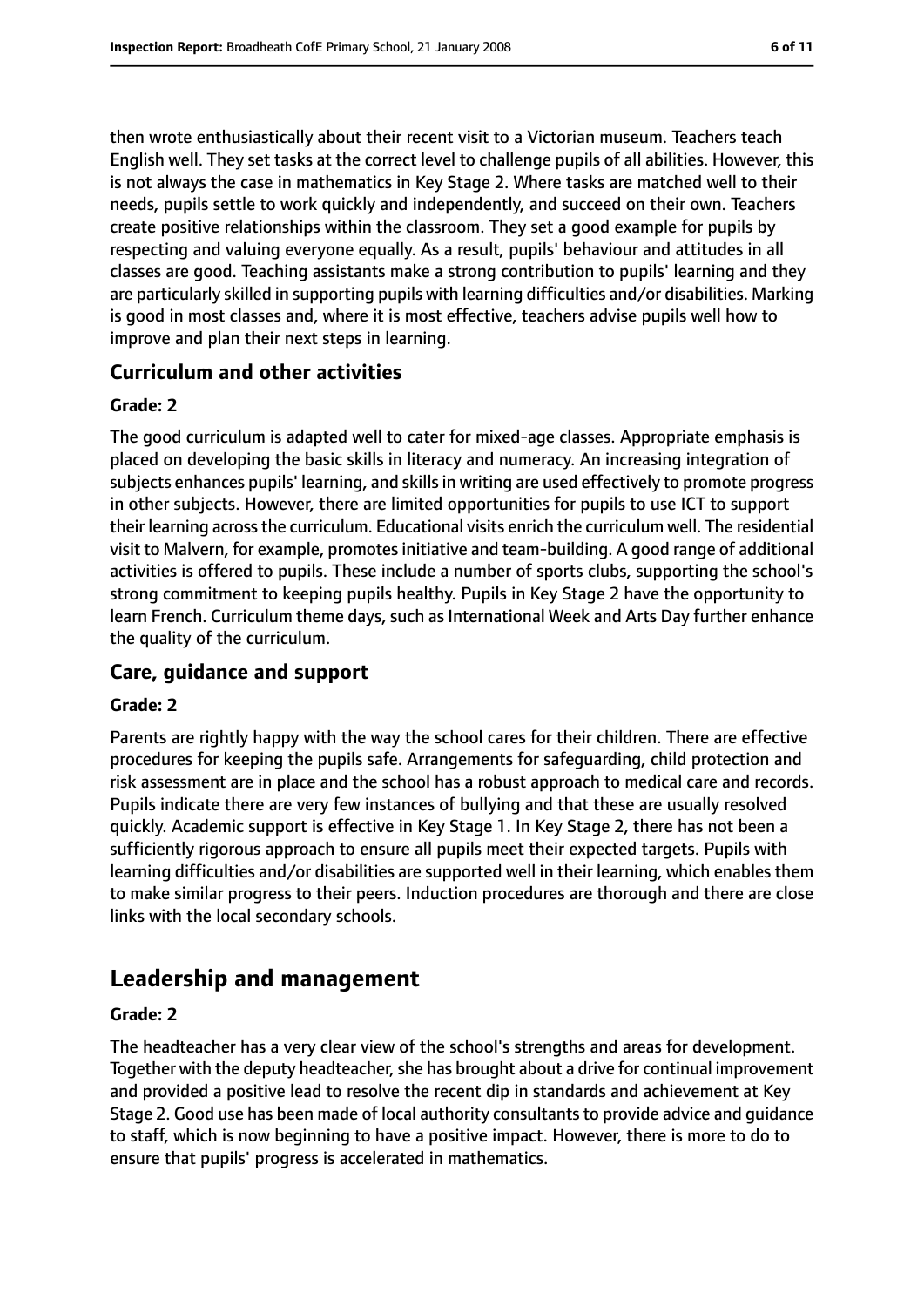then wrote enthusiastically about their recent visit to a Victorian museum. Teachers teach English well. They set tasks at the correct level to challenge pupils of all abilities. However, this is not always the case in mathematics in Key Stage 2. Where tasks are matched well to their needs, pupils settle to work quickly and independently, and succeed on their own. Teachers create positive relationships within the classroom. They set a good example for pupils by respecting and valuing everyone equally. As a result, pupils' behaviour and attitudes in all classes are good. Teaching assistants make a strong contribution to pupils' learning and they are particularly skilled in supporting pupils with learning difficulties and/or disabilities. Marking is good in most classes and, where it is most effective, teachers advise pupils well how to improve and plan their next steps in learning.

### Curriculum and other activities

#### Grade: 2

The good curriculum is adapted well to cater for mixed-age classes. Appropriate emphasis is placed on developing the basic skills in literacy and numeracy. An increasing integration of subjects enhances pupils' learning, and skills in writing are used effectively to promote progress in other subjects. However, there are limited opportunities for pupils to use ICT to support their learning across the curriculum. Educational visits enrich the curriculum well. The residential visit to Malvern, for example, promotes initiative and team-building. A good range of additional activities is offered to pupils. These include a number of sports clubs, supporting the school's strong commitment to keeping pupils healthy. Pupils in Key Stage 2 have the opportunity to learn French. Curriculum theme days, such as International Week and Arts Day further enhance the quality of the curriculum.

### Care, guidance and support

#### Grade: 2

Parents are rightly happy with the way the school cares for their children. There are effective procedures for keeping the pupils safe. Arrangements for safeguarding, child protection and risk assessment are in place and the school has a robust approach to medical care and records. Pupils indicate there are very few instances of bullying and that these are usually resolved quickly. Academic support is effective in Key Stage 1. In Key Stage 2, there has not been a sufficiently rigorous approach to ensure all pupils meet their expected targets. Pupils with learning difficulties and/or disabilities are supported well in their learning, which enables them to make similar progress to their peers. Induction procedures are thorough and there are close links with the local secondary schools.

## Leadership and management

#### Grade: 2

The headteacher has a very clear view of the school's strengths and areas for development. Together with the deputy headteacher, she has brought about a drive for continual improvement and provided a positive lead to resolve the recent dip in standards and achievement at Key Stage 2. Good use has been made of local authority consultants to provide advice and guidance to staff, which is now beginning to have a positive impact. However, there is more to do to ensure that pupils' progress is accelerated in mathematics.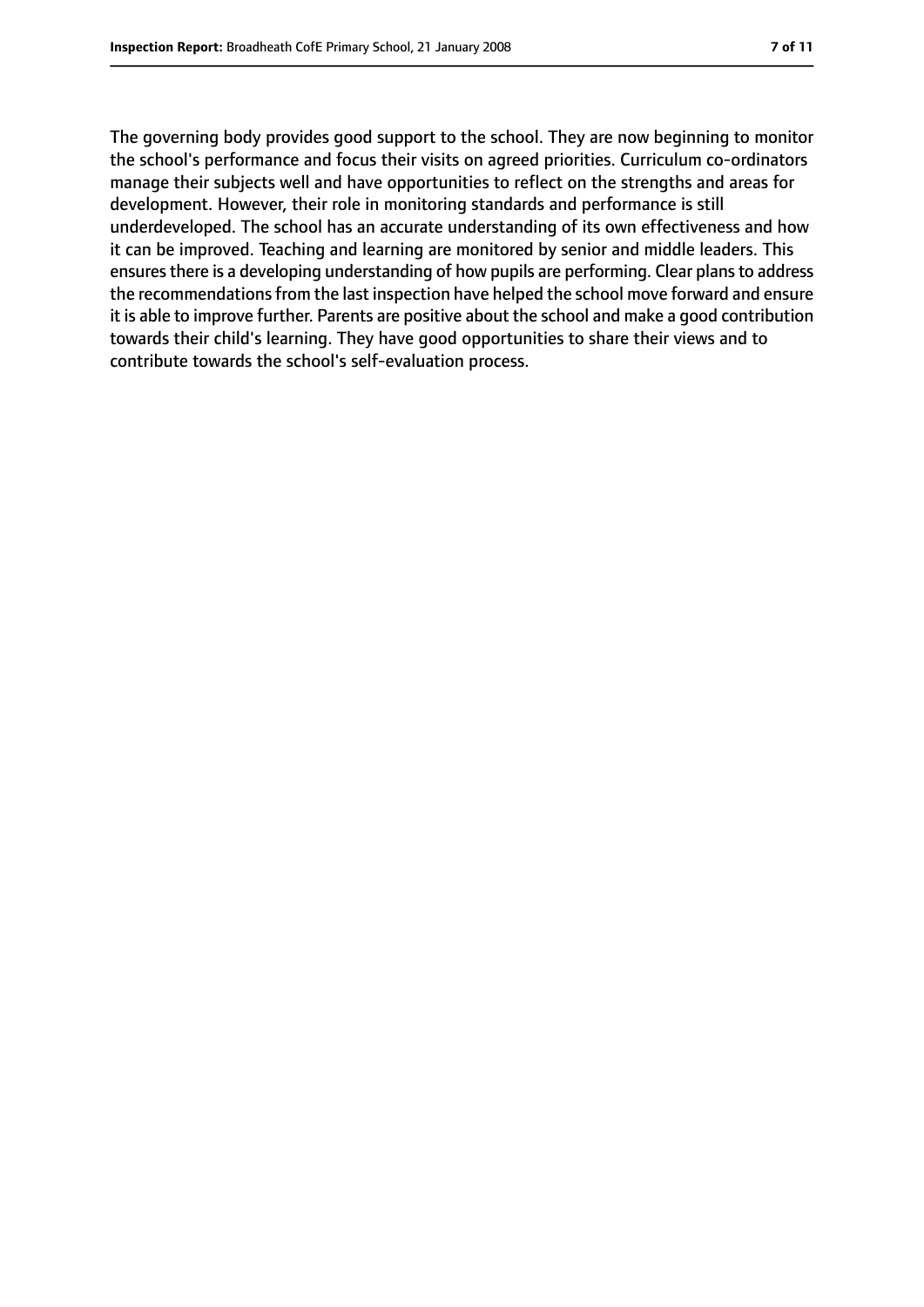The governing body provides good support to the school. They are now beginning to monitor the school's performance and focus their visits on agreed priorities. Curriculum co-ordinators manage their subjects well and have opportunities to reflect on the strengths and areas for development. However, their role in monitoring standards and performance is still underdeveloped. The school has an accurate understanding of its own effectiveness and how it can be improved. Teaching and learning are monitored by senior and middle leaders. This ensures there is a developing understanding of how pupils are performing. Clear plans to address the recommendations from the last inspection have helped the school move forward and ensure it is able to improve further. Parents are positive about the school and make a good contribution towards their child's learning. They have good opportunities to share their views and to contribute towards the school's self-evaluation process.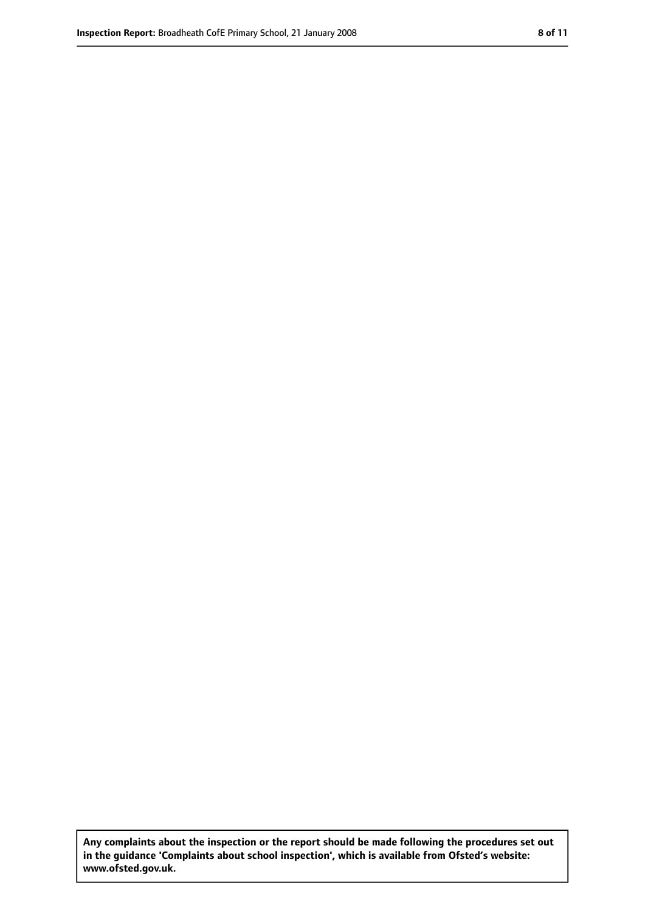**Any complaints about the inspection or the report should be made following the procedures set out in the guidance 'Complaints about school inspection', which is available from Ofsted's website: www.ofsted.gov.uk.**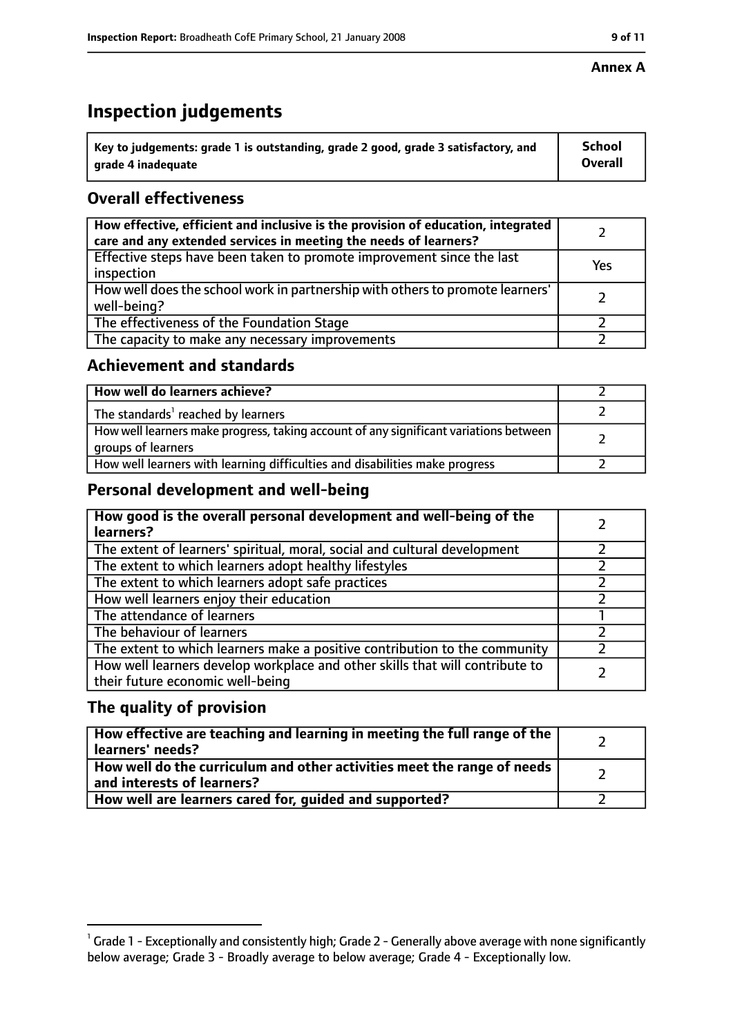**Annex A**

# Inspection judgements

| Key to judgements: grade 1 is outstanding, grade 2 good, grade 3 satisfactory, and grade 4 inadequate | School Overall |
|---|---|

## Overall effectiveness

| | |
|---|---|
| **How effective, efficient and inclusive is the provision of education, integrated care and any extended services in meeting the needs of learners?** | 2 |
| Effective steps have been taken to promote improvement since the last inspection | Yes |
| How well does the school work in partnership with others to promote learners' well-being? | 2 |
| The effectiveness of the Foundation Stage | 2 |
| The capacity to make any necessary improvements | 2 |

## Achievement and standards

| | |
|---|---|
| **How well do learners achieve?** | 2 |
| The standards[1] reached by learners | 2 |
| How well learners make progress, taking account of any significant variations between groups of learners | 2 |
| How well learners with learning difficulties and disabilities make progress | 2 |

## Personal development and well-being

| | |
|---|---|
| **How good is the overall personal development and well-being of the learners?** | 2 |
| The extent of learners' spiritual, moral, social and cultural development | 2 |
| The extent to which learners adopt healthy lifestyles | 2 |
| The extent to which learners adopt safe practices | 2 |
| How well learners enjoy their education | 2 |
| The attendance of learners | 1 |
| The behaviour of learners | 2 |
| The extent to which learners make a positive contribution to the community | 2 |
| How well learners develop workplace and other skills that will contribute to their future economic well-being | 2 |

## The quality of provision

| | |
|---|---|
| **How effective are teaching and learning in meeting the full range of the learners' needs?** | 2 |
| **How well do the curriculum and other activities meet the range of needs and interests of learners?** | 2 |
| **How well are learners cared for, guided and supported?** | 2 |

[1] Grade 1 - Exceptionally and consistently high; Grade 2 - Generally above average with none significantly below average; Grade 3 - Broadly average to below average; Grade 4 - Exceptionally low.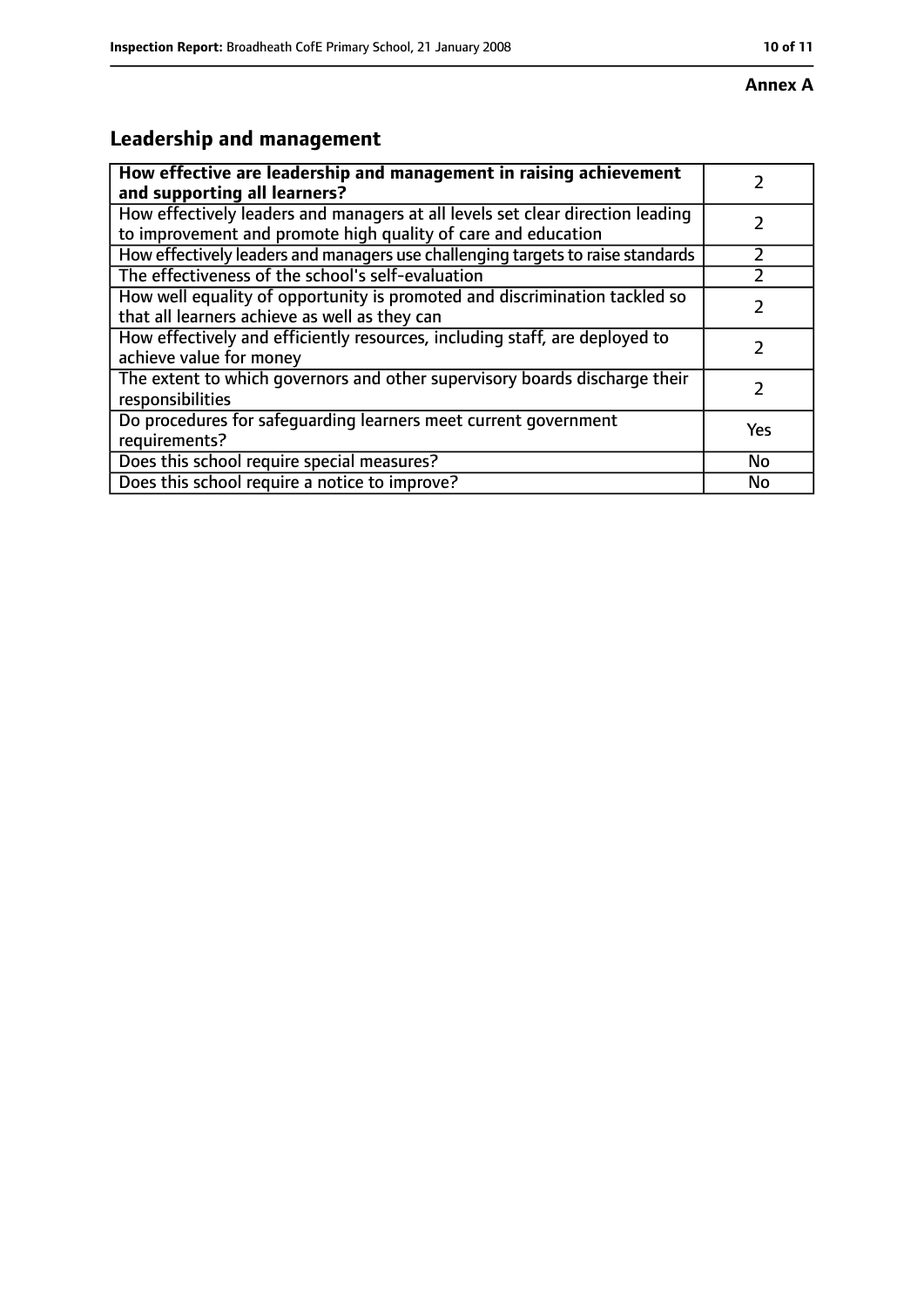**Annex A**

## Leadership and management

| How effective are leadership and management in raising achievement and supporting all learners? | 2 |
|---|---|
| How effectively leaders and managers at all levels set clear direction leading to improvement and promote high quality of care and education | 2 |
| How effectively leaders and managers use challenging targets to raise standards | 2 |
| The effectiveness of the school's self-evaluation | 2 |
| How well equality of opportunity is promoted and discrimination tackled so that all learners achieve as well as they can | 2 |
| How effectively and efficiently resources, including staff, are deployed to achieve value for money | 2 |
| The extent to which governors and other supervisory boards discharge their responsibilities | 2 |
| Do procedures for safeguarding learners meet current government requirements? | Yes |
| Does this school require special measures? | No |
| Does this school require a notice to improve? | No |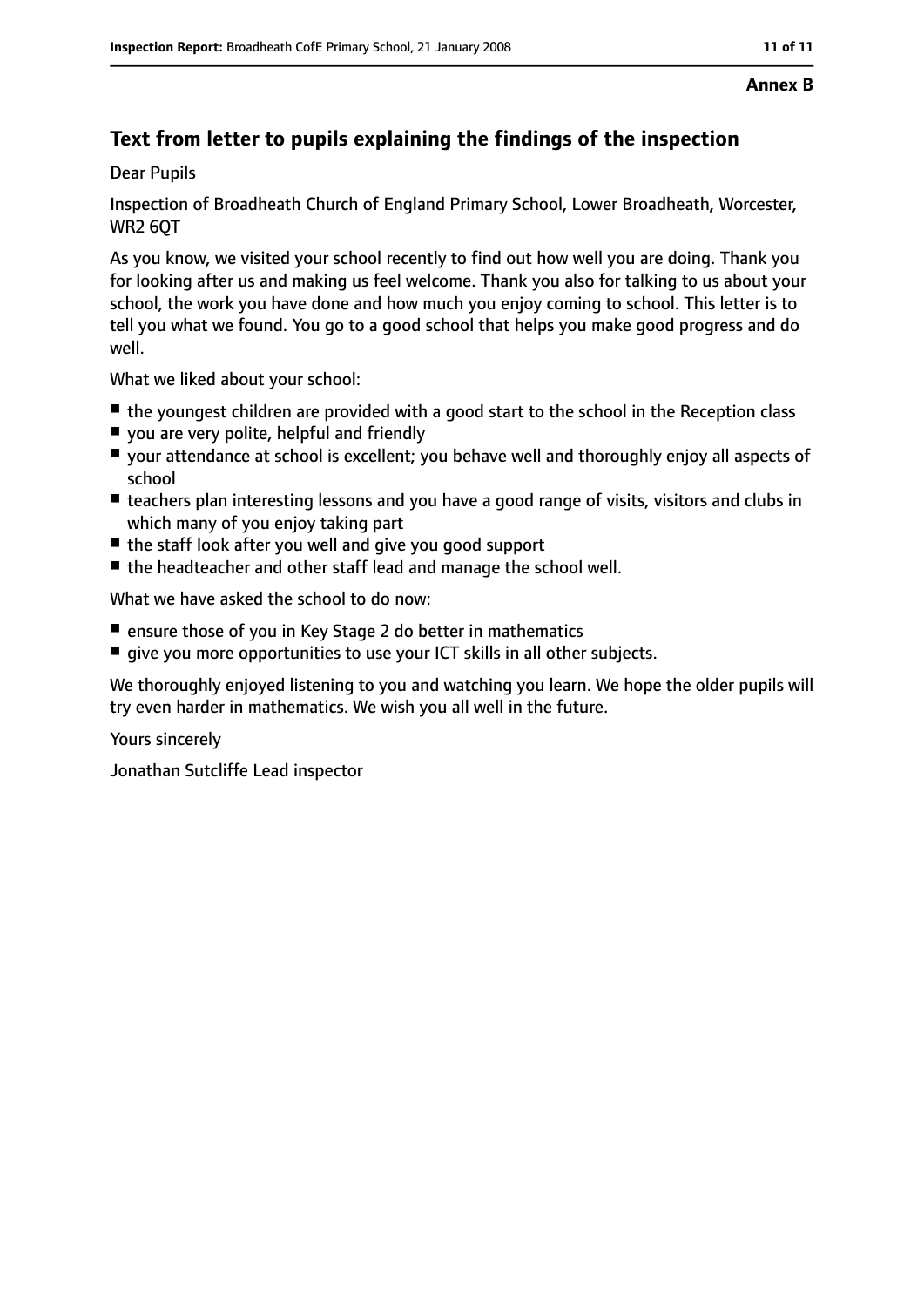**Annex B**

## Text from letter to pupils explaining the findings of the inspection

Dear Pupils

Inspection of Broadheath Church of England Primary School, Lower Broadheath, Worcester, WR2 6QT

As you know, we visited your school recently to find out how well you are doing. Thank you for looking after us and making us feel welcome. Thank you also for talking to us about your school, the work you have done and how much you enjoy coming to school. This letter is to tell you what we found. You go to a good school that helps you make good progress and do well.

What we liked about your school:

- the youngest children are provided with a good start to the school in the Reception class
- you are very polite, helpful and friendly
- your attendance at school is excellent; you behave well and thoroughly enjoy all aspects of school
- teachers plan interesting lessons and you have a good range of visits, visitors and clubs in which many of you enjoy taking part
- the staff look after you well and give you good support
- the headteacher and other staff lead and manage the school well.

What we have asked the school to do now:

- ensure those of you in Key Stage 2 do better in mathematics
- give you more opportunities to use your ICT skills in all other subjects.

We thoroughly enjoyed listening to you and watching you learn. We hope the older pupils will try even harder in mathematics. We wish you all well in the future.

Yours sincerely

Jonathan Sutcliffe Lead inspector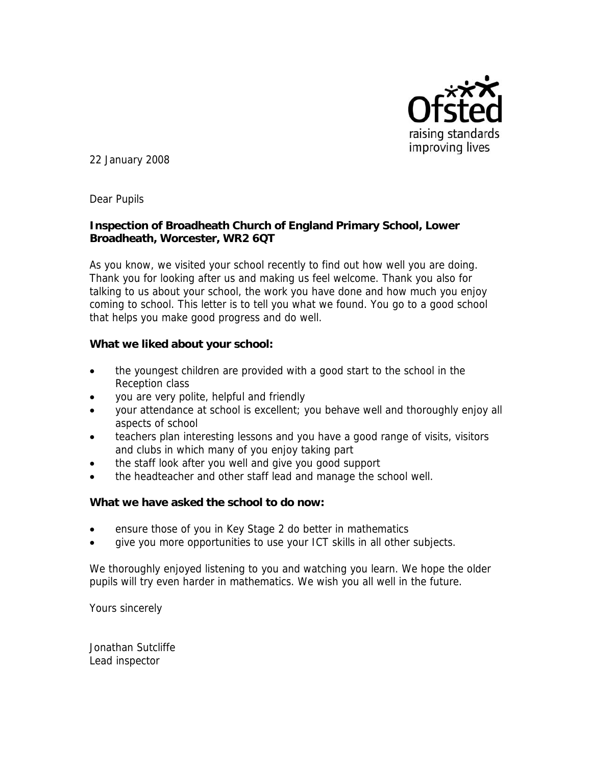22 January 2008

Dear Pupils

**Inspection of Broadheath Church of England Primary School, Lower Broadheath, Worcester, WR2 6QT**

As you know, we visited your school recently to find out how well you are doing. Thank you for looking after us and making us feel welcome. Thank you also for talking to us about your school, the work you have done and how much you enjoy coming to school. This letter is to tell you what we found. You go to a good school that helps you make good progress and do well.

**What we liked about your school:**

- the youngest children are provided with a good start to the school in the Reception class
- you are very polite, helpful and friendly
- your attendance at school is excellent; you behave well and thoroughly enjoy all aspects of school
- teachers plan interesting lessons and you have a good range of visits, visitors and clubs in which many of you enjoy taking part
- the staff look after you well and give you good support
- the headteacher and other staff lead and manage the school well.

**What we have asked the school to do now:**

- ensure those of you in Key Stage 2 do better in mathematics
- give you more opportunities to use your ICT skills in all other subjects.

We thoroughly enjoyed listening to you and watching you learn. We hope the older pupils will try even harder in mathematics. We wish you all well in the future.

Yours sincerely

Jonathan Sutcliffe
Lead inspector